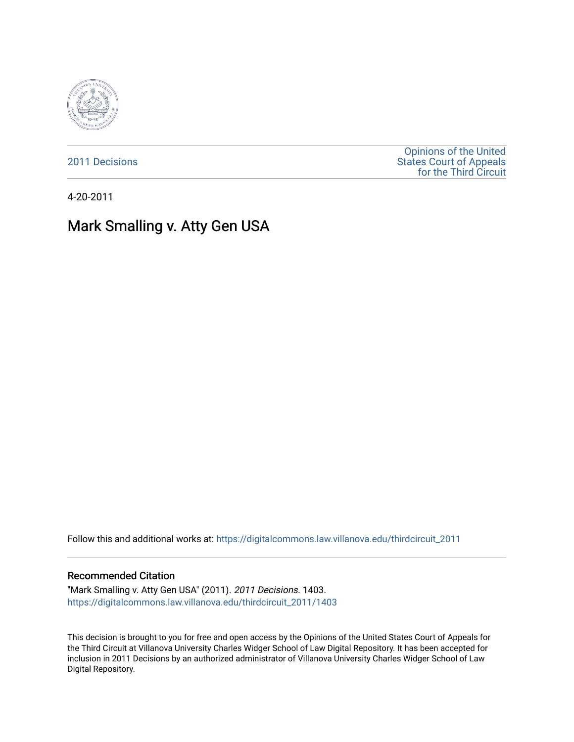2011 Decisions

Opinions of the United States Court of Appeals for the Third Circuit

4-20-2011

# Mark Smalling v. Atty Gen USA

Follow this and additional works at: https://digitalcommons.law.villanova.edu/thirdcircuit_2011

## Recommended Citation

"Mark Smalling v. Atty Gen USA" (2011). *2011 Decisions*. 1403.
https://digitalcommons.law.villanova.edu/thirdcircuit_2011/1403

This decision is brought to you for free and open access by the Opinions of the United States Court of Appeals for the Third Circuit at Villanova University Charles Widger School of Law Digital Repository. It has been accepted for inclusion in 2011 Decisions by an authorized administrator of Villanova University Charles Widger School of Law Digital Repository.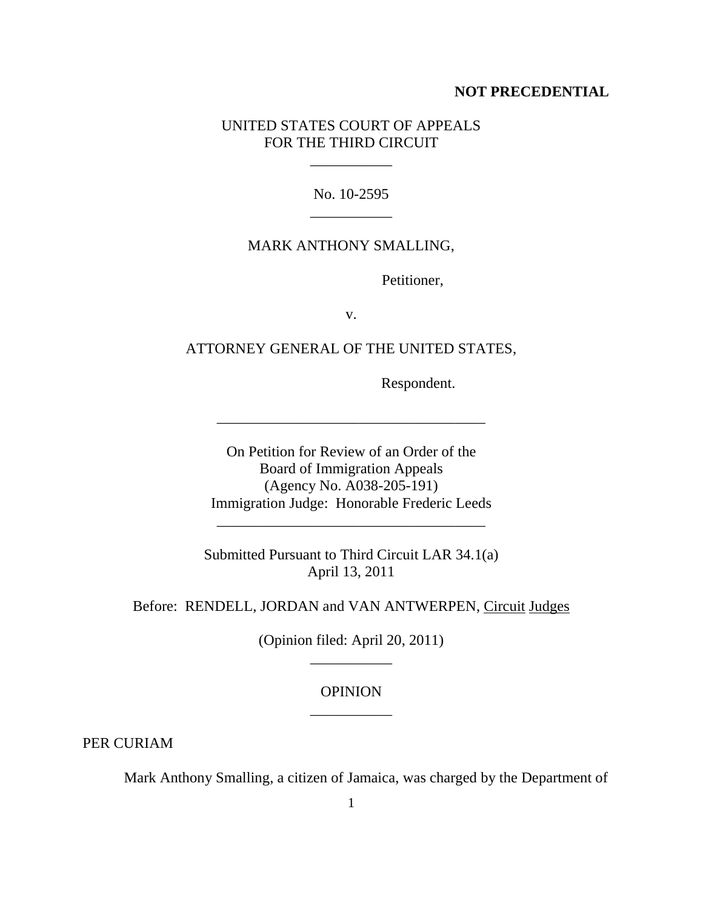NOT PRECEDENTIAL

UNITED STATES COURT OF APPEALS
FOR THE THIRD CIRCUIT

---

No. 10-2595

---

MARK ANTHONY SMALLING,

Petitioner,

v.

ATTORNEY GENERAL OF THE UNITED STATES,

Respondent.

---

On Petition for Review of an Order of the
Board of Immigration Appeals
(Agency No. A038-205-191)
Immigration Judge: Honorable Frederic Leeds

---

Submitted Pursuant to Third Circuit LAR 34.1(a)
April 13, 2011

Before: RENDELL, JORDAN and VAN ANTWERPEN, Circuit Judges

(Opinion filed: April 20, 2011)

---

OPINION

---

PER CURIAM

Mark Anthony Smalling, a citizen of Jamaica, was charged by the Department of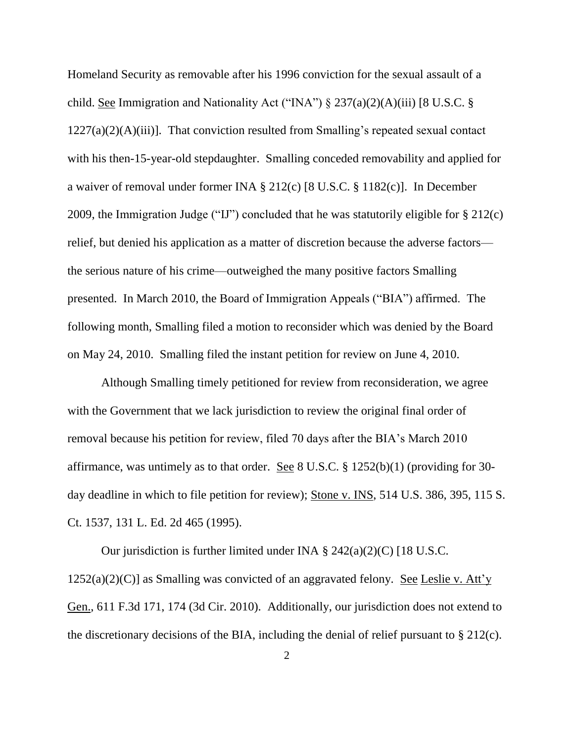Homeland Security as removable after his 1996 conviction for the sexual assault of a child. See Immigration and Nationality Act ("INA") § 237(a)(2)(A)(iii) [8 U.S.C. § 1227(a)(2)(A)(iii)]. That conviction resulted from Smalling's repeated sexual contact with his then-15-year-old stepdaughter. Smalling conceded removability and applied for a waiver of removal under former INA § 212(c) [8 U.S.C. § 1182(c)]. In December 2009, the Immigration Judge ("IJ") concluded that he was statutorily eligible for § 212(c) relief, but denied his application as a matter of discretion because the adverse factors—the serious nature of his crime—outweighed the many positive factors Smalling presented. In March 2010, the Board of Immigration Appeals ("BIA") affirmed. The following month, Smalling filed a motion to reconsider which was denied by the Board on May 24, 2010. Smalling filed the instant petition for review on June 4, 2010.

Although Smalling timely petitioned for review from reconsideration, we agree with the Government that we lack jurisdiction to review the original final order of removal because his petition for review, filed 70 days after the BIA's March 2010 affirmance, was untimely as to that order. See 8 U.S.C. § 1252(b)(1) (providing for 30-day deadline in which to file petition for review); Stone v. INS, 514 U.S. 386, 395, 115 S. Ct. 1537, 131 L. Ed. 2d 465 (1995).

Our jurisdiction is further limited under INA § 242(a)(2)(C) [18 U.S.C. 1252(a)(2)(C)] as Smalling was convicted of an aggravated felony. See Leslie v. Att'y Gen., 611 F.3d 171, 174 (3d Cir. 2010). Additionally, our jurisdiction does not extend to the discretionary decisions of the BIA, including the denial of relief pursuant to § 212(c).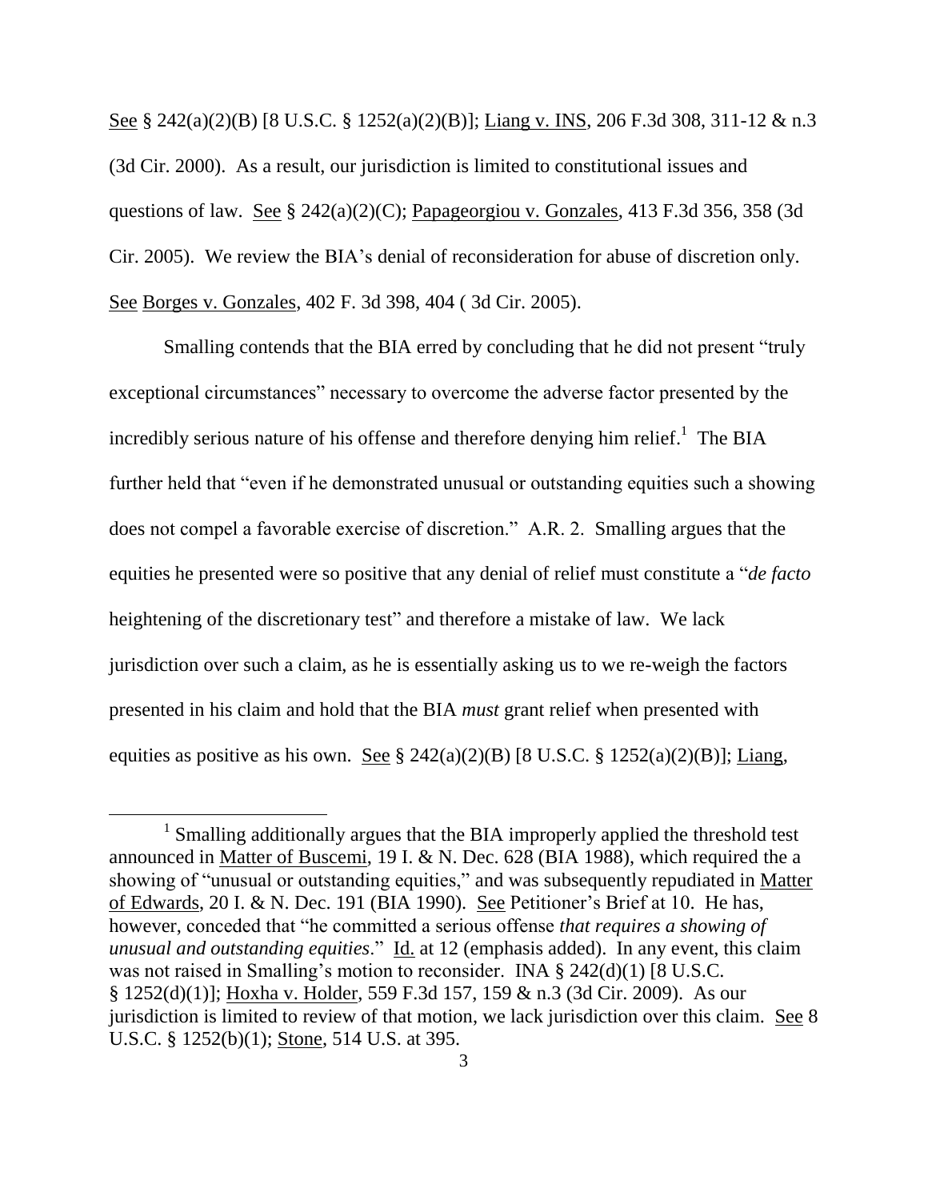See § 242(a)(2)(B) [8 U.S.C. § 1252(a)(2)(B)]; Liang v. INS, 206 F.3d 308, 311-12 & n.3 (3d Cir. 2000). As a result, our jurisdiction is limited to constitutional issues and questions of law. See § 242(a)(2)(C); Papageorgiou v. Gonzales, 413 F.3d 356, 358 (3d Cir. 2005). We review the BIA's denial of reconsideration for abuse of discretion only. See Borges v. Gonzales, 402 F. 3d 398, 404 ( 3d Cir. 2005).

Smalling contends that the BIA erred by concluding that he did not present "truly exceptional circumstances" necessary to overcome the adverse factor presented by the incredibly serious nature of his offense and therefore denying him relief.[1] The BIA further held that "even if he demonstrated unusual or outstanding equities such a showing does not compel a favorable exercise of discretion." A.R. 2. Smalling argues that the equities he presented were so positive that any denial of relief must constitute a "*de facto* heightening of the discretionary test" and therefore a mistake of law. We lack jurisdiction over such a claim, as he is essentially asking us to we re-weigh the factors presented in his claim and hold that the BIA *must* grant relief when presented with equities as positive as his own. See § 242(a)(2)(B) [8 U.S.C. § 1252(a)(2)(B)]; Liang,

[1] Smalling additionally argues that the BIA improperly applied the threshold test announced in Matter of Buscemi, 19 I. & N. Dec. 628 (BIA 1988), which required the a showing of "unusual or outstanding equities," and was subsequently repudiated in Matter of Edwards, 20 I. & N. Dec. 191 (BIA 1990). See Petitioner's Brief at 10. He has, however, conceded that "he committed a serious offense *that requires a showing of unusual and outstanding equities*." Id. at 12 (emphasis added). In any event, this claim was not raised in Smalling's motion to reconsider. INA § 242(d)(1) [8 U.S.C. § 1252(d)(1)]; Hoxha v. Holder, 559 F.3d 157, 159 & n.3 (3d Cir. 2009). As our jurisdiction is limited to review of that motion, we lack jurisdiction over this claim. See 8 U.S.C. § 1252(b)(1); Stone, 514 U.S. at 395.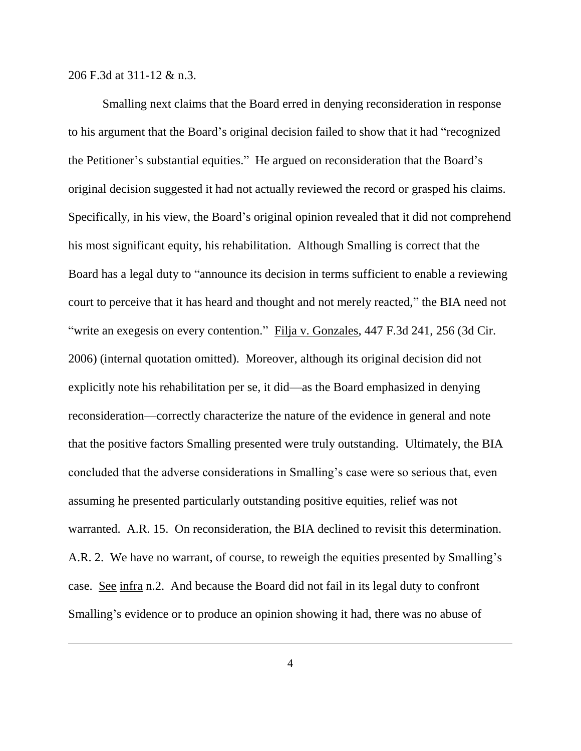206 F.3d at 311-12 & n.3.

Smalling next claims that the Board erred in denying reconsideration in response to his argument that the Board's original decision failed to show that it had "recognized the Petitioner's substantial equities." He argued on reconsideration that the Board's original decision suggested it had not actually reviewed the record or grasped his claims. Specifically, in his view, the Board's original opinion revealed that it did not comprehend his most significant equity, his rehabilitation. Although Smalling is correct that the Board has a legal duty to "announce its decision in terms sufficient to enable a reviewing court to perceive that it has heard and thought and not merely reacted," the BIA need not "write an exegesis on every contention." Filja v. Gonzales, 447 F.3d 241, 256 (3d Cir. 2006) (internal quotation omitted). Moreover, although its original decision did not explicitly note his rehabilitation per se, it did—as the Board emphasized in denying reconsideration—correctly characterize the nature of the evidence in general and note that the positive factors Smalling presented were truly outstanding. Ultimately, the BIA concluded that the adverse considerations in Smalling's case were so serious that, even assuming he presented particularly outstanding positive equities, relief was not warranted. A.R. 15. On reconsideration, the BIA declined to revisit this determination. A.R. 2. We have no warrant, of course, to reweigh the equities presented by Smalling's case. See infra n.2. And because the Board did not fail in its legal duty to confront Smalling's evidence or to produce an opinion showing it had, there was no abuse of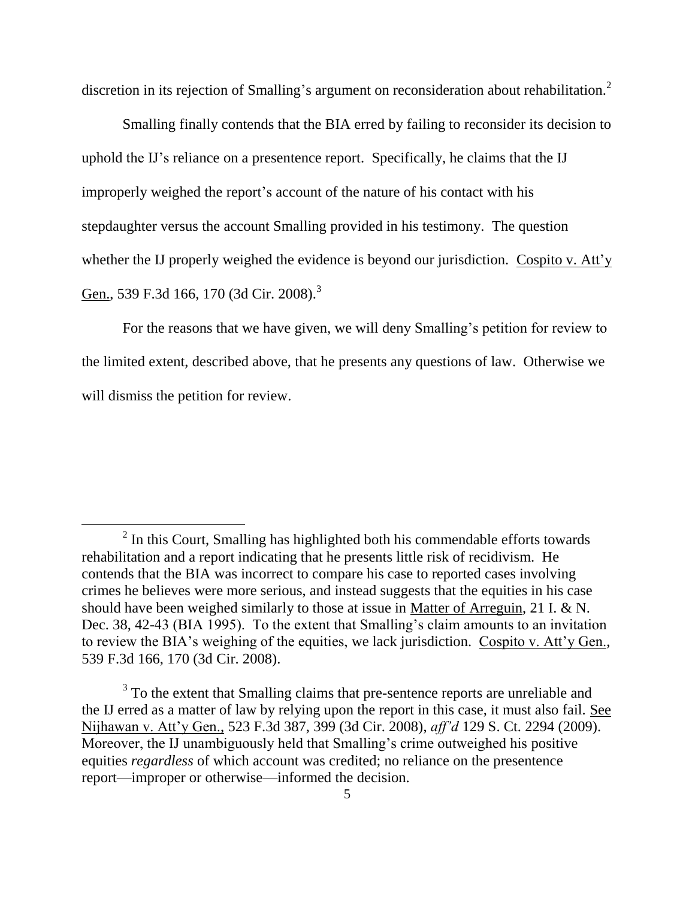discretion in its rejection of Smalling's argument on reconsideration about rehabilitation.[2]

Smalling finally contends that the BIA erred by failing to reconsider its decision to uphold the IJ's reliance on a presentence report. Specifically, he claims that the IJ improperly weighed the report's account of the nature of his contact with his stepdaughter versus the account Smalling provided in his testimony. The question whether the IJ properly weighed the evidence is beyond our jurisdiction. Cospito v. Att'y Gen., 539 F.3d 166, 170 (3d Cir. 2008).[3]

For the reasons that we have given, we will deny Smalling's petition for review to the limited extent, described above, that he presents any questions of law. Otherwise we will dismiss the petition for review.

---

[2] In this Court, Smalling has highlighted both his commendable efforts towards rehabilitation and a report indicating that he presents little risk of recidivism. He contends that the BIA was incorrect to compare his case to reported cases involving crimes he believes were more serious, and instead suggests that the equities in his case should have been weighed similarly to those at issue in Matter of Arreguin, 21 I. & N. Dec. 38, 42-43 (BIA 1995). To the extent that Smalling's claim amounts to an invitation to review the BIA's weighing of the equities, we lack jurisdiction. Cospito v. Att'y Gen., 539 F.3d 166, 170 (3d Cir. 2008).

[3] To the extent that Smalling claims that pre-sentence reports are unreliable and the IJ erred as a matter of law by relying upon the report in this case, it must also fail. See Nijhawan v. Att'y Gen., 523 F.3d 387, 399 (3d Cir. 2008), *aff'd* 129 S. Ct. 2294 (2009). Moreover, the IJ unambiguously held that Smalling's crime outweighed his positive equities *regardless* of which account was credited; no reliance on the presentence report—improper or otherwise—informed the decision.